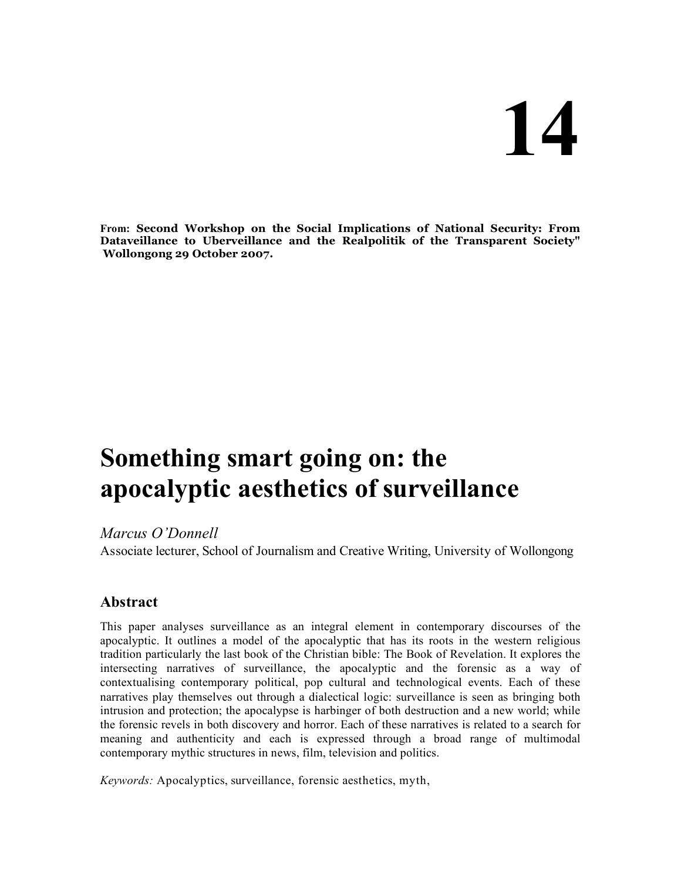# 14

**From: Second Workshop on the Social Implications of National Security: From Dataveillance to Uberveillance and the Realpolitik of the Transparent Society" Wollongong 29 October 2007.**

# Something smart going on: the apocalyptic aesthetics of surveillance

*Marcus O'Donnell*

Associate lecturer, School of Journalism and Creative Writing, University of Wollongong

## Abstract

This paper analyses surveillance as an integral element in contemporary discourses of the apocalyptic. It outlines a model of the apocalyptic that has its roots in the western religious tradition particularly the last book of the Christian bible: The Book of Revelation. It explores the intersecting narratives of surveillance, the apocalyptic and the forensic as a way of contextualising contemporary political, pop cultural and technological events. Each of these narratives play themselves out through a dialectical logic: surveillance is seen as bringing both intrusion and protection; the apocalypse is harbinger of both destruction and a new world; while the forensic revels in both discovery and horror. Each of these narratives is related to a search for meaning and authenticity and each is expressed through a broad range of multimodal contemporary mythic structures in news, film, television and politics.

*Keywords:* Apocalyptics, surveillance, forensic aesthetics, myth,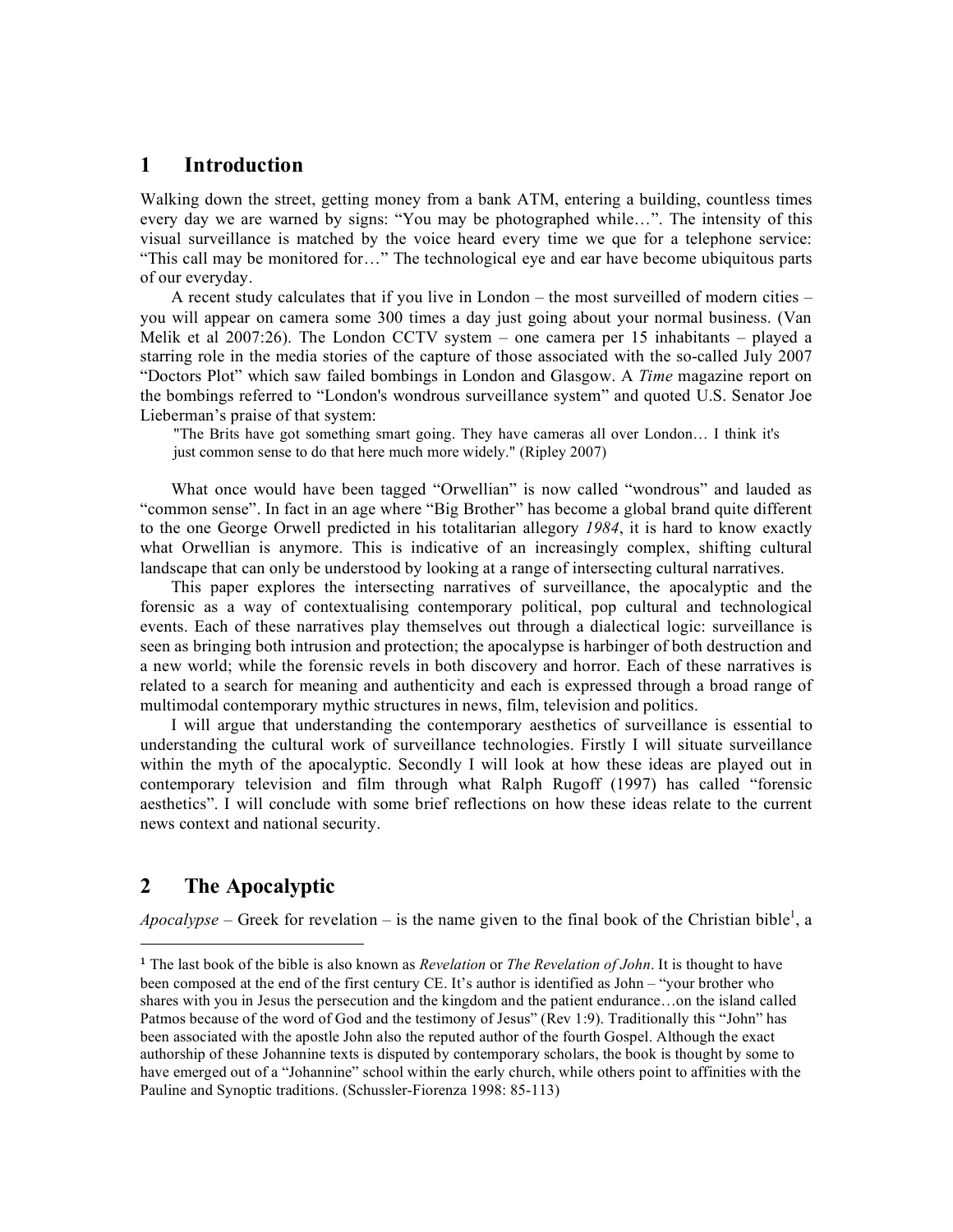## 1 Introduction

Walking down the street, getting money from a bank ATM, entering a building, countless times every day we are warned by signs: "You may be photographed while…". The intensity of this visual surveillance is matched by the voice heard every time we que for a telephone service: "This call may be monitored for…" The technological eye and ear have become ubiquitous parts of our everyday.

A recent study calculates that if you live in London – the most surveilled of modern cities – you will appear on camera some 300 times a day just going about your normal business. (Van Melik et al 2007:26). The London CCTV system – one camera per 15 inhabitants – played a starring role in the media stories of the capture of those associated with the so-called July 2007 "Doctors Plot" which saw failed bombings in London and Glasgow. A *Time* magazine report on the bombings referred to "London's wondrous surveillance system" and quoted U.S. Senator Joe Lieberman's praise of that system:

> "The Brits have got something smart going. They have cameras all over London… I think it's just common sense to do that here much more widely." (Ripley 2007)

What once would have been tagged "Orwellian" is now called "wondrous" and lauded as "common sense". In fact in an age where "Big Brother" has become a global brand quite different to the one George Orwell predicted in his totalitarian allegory *1984*, it is hard to know exactly what Orwellian is anymore. This is indicative of an increasingly complex, shifting cultural landscape that can only be understood by looking at a range of intersecting cultural narratives.

This paper explores the intersecting narratives of surveillance, the apocalyptic and the forensic as a way of contextualising contemporary political, pop cultural and technological events. Each of these narratives play themselves out through a dialectical logic: surveillance is seen as bringing both intrusion and protection; the apocalypse is harbinger of both destruction and a new world; while the forensic revels in both discovery and horror. Each of these narratives is related to a search for meaning and authenticity and each is expressed through a broad range of multimodal contemporary mythic structures in news, film, television and politics.

I will argue that understanding the contemporary aesthetics of surveillance is essential to understanding the cultural work of surveillance technologies. Firstly I will situate surveillance within the myth of the apocalyptic. Secondly I will look at how these ideas are played out in contemporary television and film through what Ralph Rugoff (1997) has called "forensic aesthetics". I will conclude with some brief reflections on how these ideas relate to the current news context and national security.

## 2 The Apocalyptic

*Apocalypse* – Greek for revelation – is the name given to the final book of the Christian bible[1], a

---

[1] The last book of the bible is also known as *Revelation* or *The Revelation of John*. It is thought to have been composed at the end of the first century CE. It's author is identified as John – "your brother who shares with you in Jesus the persecution and the kingdom and the patient endurance…on the island called Patmos because of the word of God and the testimony of Jesus" (Rev 1:9). Traditionally this "John" has been associated with the apostle John also the reputed author of the fourth Gospel. Although the exact authorship of these Johannine texts is disputed by contemporary scholars, the book is thought by some to have emerged out of a "Johannine" school within the early church, while others point to affinities with the Pauline and Synoptic traditions. (Schussler-Fiorenza 1998: 85-113)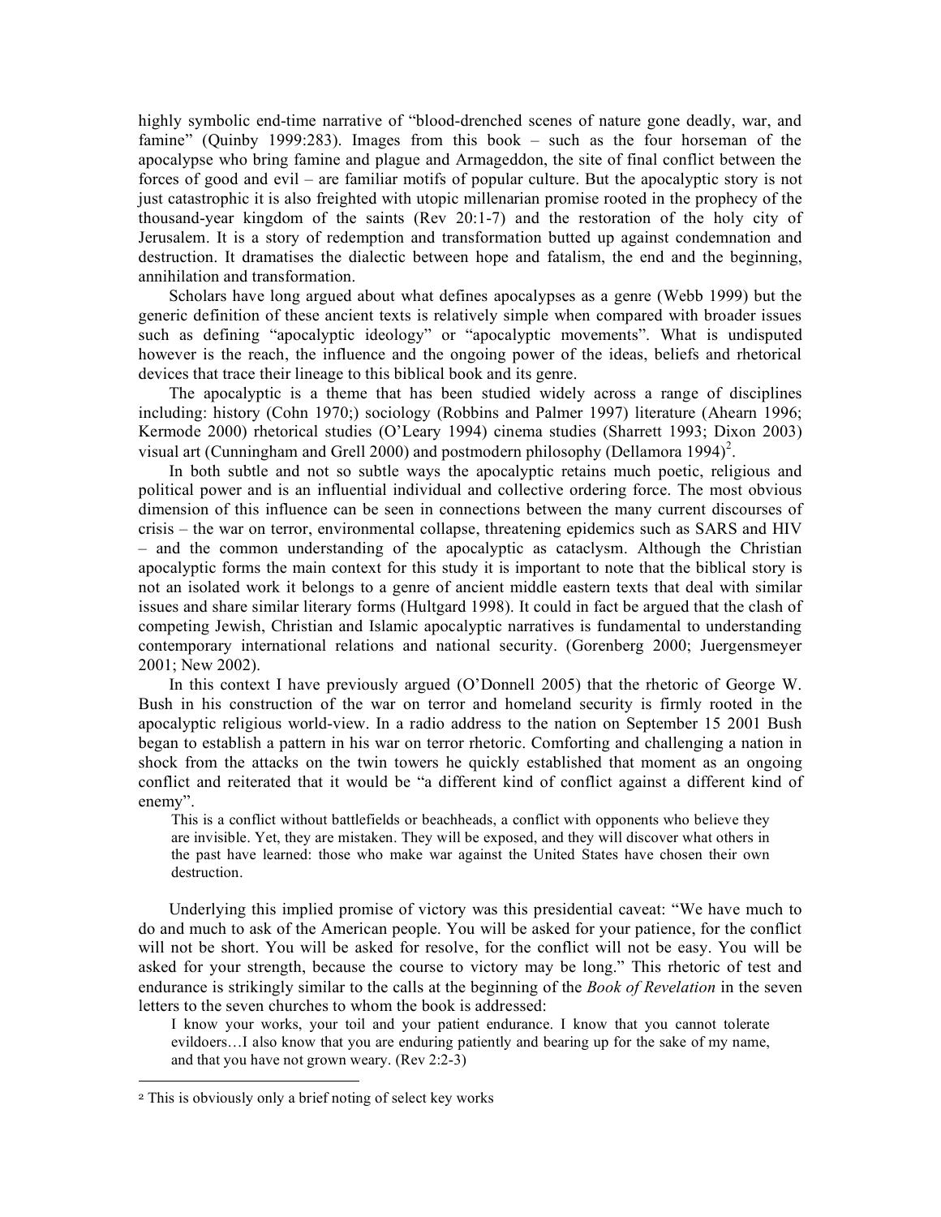highly symbolic end-time narrative of "blood-drenched scenes of nature gone deadly, war, and famine" (Quinby 1999:283). Images from this book – such as the four horseman of the apocalypse who bring famine and plague and Armageddon, the site of final conflict between the forces of good and evil – are familiar motifs of popular culture. But the apocalyptic story is not just catastrophic it is also freighted with utopic millenarian promise rooted in the prophecy of the thousand-year kingdom of the saints (Rev 20:1-7) and the restoration of the holy city of Jerusalem. It is a story of redemption and transformation butted up against condemnation and destruction. It dramatises the dialectic between hope and fatalism, the end and the beginning, annihilation and transformation.

Scholars have long argued about what defines apocalypses as a genre (Webb 1999) but the generic definition of these ancient texts is relatively simple when compared with broader issues such as defining "apocalyptic ideology" or "apocalyptic movements". What is undisputed however is the reach, the influence and the ongoing power of the ideas, beliefs and rhetorical devices that trace their lineage to this biblical book and its genre.

The apocalyptic is a theme that has been studied widely across a range of disciplines including: history (Cohn 1970;) sociology (Robbins and Palmer 1997) literature (Ahearn 1996; Kermode 2000) rhetorical studies (O'Leary 1994) cinema studies (Sharrett 1993; Dixon 2003) visual art (Cunningham and Grell 2000) and postmodern philosophy (Dellamora 1994)[2].

In both subtle and not so subtle ways the apocalyptic retains much poetic, religious and political power and is an influential individual and collective ordering force. The most obvious dimension of this influence can be seen in connections between the many current discourses of crisis – the war on terror, environmental collapse, threatening epidemics such as SARS and HIV – and the common understanding of the apocalyptic as cataclysm. Although the Christian apocalyptic forms the main context for this study it is important to note that the biblical story is not an isolated work it belongs to a genre of ancient middle eastern texts that deal with similar issues and share similar literary forms (Hultgard 1998). It could in fact be argued that the clash of competing Jewish, Christian and Islamic apocalyptic narratives is fundamental to understanding contemporary international relations and national security. (Gorenberg 2000; Juergensmeyer 2001; New 2002).

In this context I have previously argued (O'Donnell 2005) that the rhetoric of George W. Bush in his construction of the war on terror and homeland security is firmly rooted in the apocalyptic religious world-view. In a radio address to the nation on September 15 2001 Bush began to establish a pattern in his war on terror rhetoric. Comforting and challenging a nation in shock from the attacks on the twin towers he quickly established that moment as an ongoing conflict and reiterated that it would be "a different kind of conflict against a different kind of enemy".

> This is a conflict without battlefields or beachheads, a conflict with opponents who believe they are invisible. Yet, they are mistaken. They will be exposed, and they will discover what others in the past have learned: those who make war against the United States have chosen their own destruction.

Underlying this implied promise of victory was this presidential caveat: "We have much to do and much to ask of the American people. You will be asked for your patience, for the conflict will not be short. You will be asked for resolve, for the conflict will not be easy. You will be asked for your strength, because the course to victory may be long." This rhetoric of test and endurance is strikingly similar to the calls at the beginning of the *Book of Revelation* in the seven letters to the seven churches to whom the book is addressed:

> I know your works, your toil and your patient endurance. I know that you cannot tolerate evildoers…I also know that you are enduring patiently and bearing up for the sake of my name, and that you have not grown weary. (Rev 2:2-3)

---

[2] This is obviously only a brief noting of select key works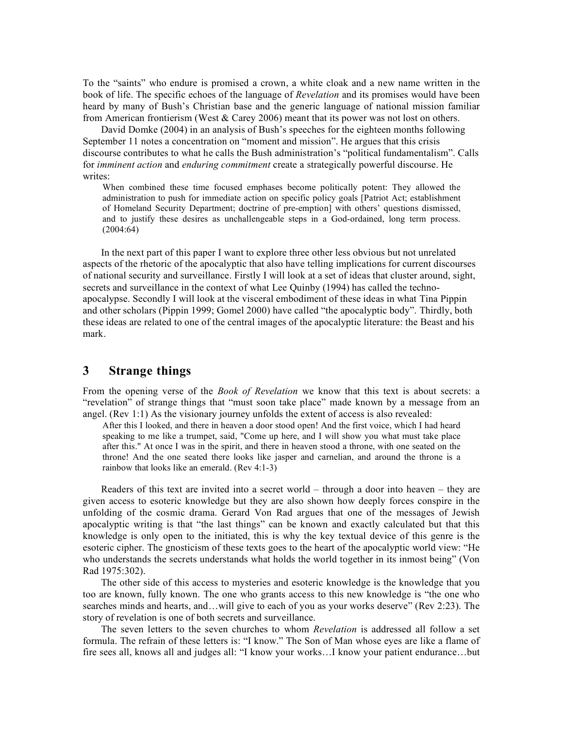To the "saints" who endure is promised a crown, a white cloak and a new name written in the book of life. The specific echoes of the language of *Revelation* and its promises would have been heard by many of Bush's Christian base and the generic language of national mission familiar from American frontierism (West & Carey 2006) meant that its power was not lost on others.

David Domke (2004) in an analysis of Bush's speeches for the eighteen months following September 11 notes a concentration on "moment and mission". He argues that this crisis discourse contributes to what he calls the Bush administration's "political fundamentalism". Calls for *imminent action* and *enduring commitment* create a strategically powerful discourse. He writes:

> When combined these time focused emphases become politically potent: They allowed the administration to push for immediate action on specific policy goals [Patriot Act; establishment of Homeland Security Department; doctrine of pre-emption] with others' questions dismissed, and to justify these desires as unchallengeable steps in a God-ordained, long term process. (2004:64)

In the next part of this paper I want to explore three other less obvious but not unrelated aspects of the rhetoric of the apocalyptic that also have telling implications for current discourses of national security and surveillance. Firstly I will look at a set of ideas that cluster around, sight, secrets and surveillance in the context of what Lee Quinby (1994) has called the techno-apocalypse. Secondly I will look at the visceral embodiment of these ideas in what Tina Pippin and other scholars (Pippin 1999; Gomel 2000) have called "the apocalyptic body". Thirdly, both these ideas are related to one of the central images of the apocalyptic literature: the Beast and his mark.

## 3 Strange things

From the opening verse of the *Book of Revelation* we know that this text is about secrets: a "revelation" of strange things that "must soon take place" made known by a message from an angel. (Rev 1:1) As the visionary journey unfolds the extent of access is also revealed:

> After this I looked, and there in heaven a door stood open! And the first voice, which I had heard speaking to me like a trumpet, said, "Come up here, and I will show you what must take place after this." At once I was in the spirit, and there in heaven stood a throne, with one seated on the throne! And the one seated there looks like jasper and carnelian, and around the throne is a rainbow that looks like an emerald. (Rev 4:1-3)

Readers of this text are invited into a secret world – through a door into heaven – they are given access to esoteric knowledge but they are also shown how deeply forces conspire in the unfolding of the cosmic drama. Gerard Von Rad argues that one of the messages of Jewish apocalyptic writing is that "the last things" can be known and exactly calculated but that this knowledge is only open to the initiated, this is why the key textual device of this genre is the esoteric cipher. The gnosticism of these texts goes to the heart of the apocalyptic world view: "He who understands the secrets understands what holds the world together in its inmost being" (Von Rad 1975:302).

The other side of this access to mysteries and esoteric knowledge is the knowledge that you too are known, fully known. The one who grants access to this new knowledge is "the one who searches minds and hearts, and…will give to each of you as your works deserve" (Rev 2:23). The story of revelation is one of both secrets and surveillance.

The seven letters to the seven churches to whom *Revelation* is addressed all follow a set formula. The refrain of these letters is: "I know." The Son of Man whose eyes are like a flame of fire sees all, knows all and judges all: "I know your works…I know your patient endurance…but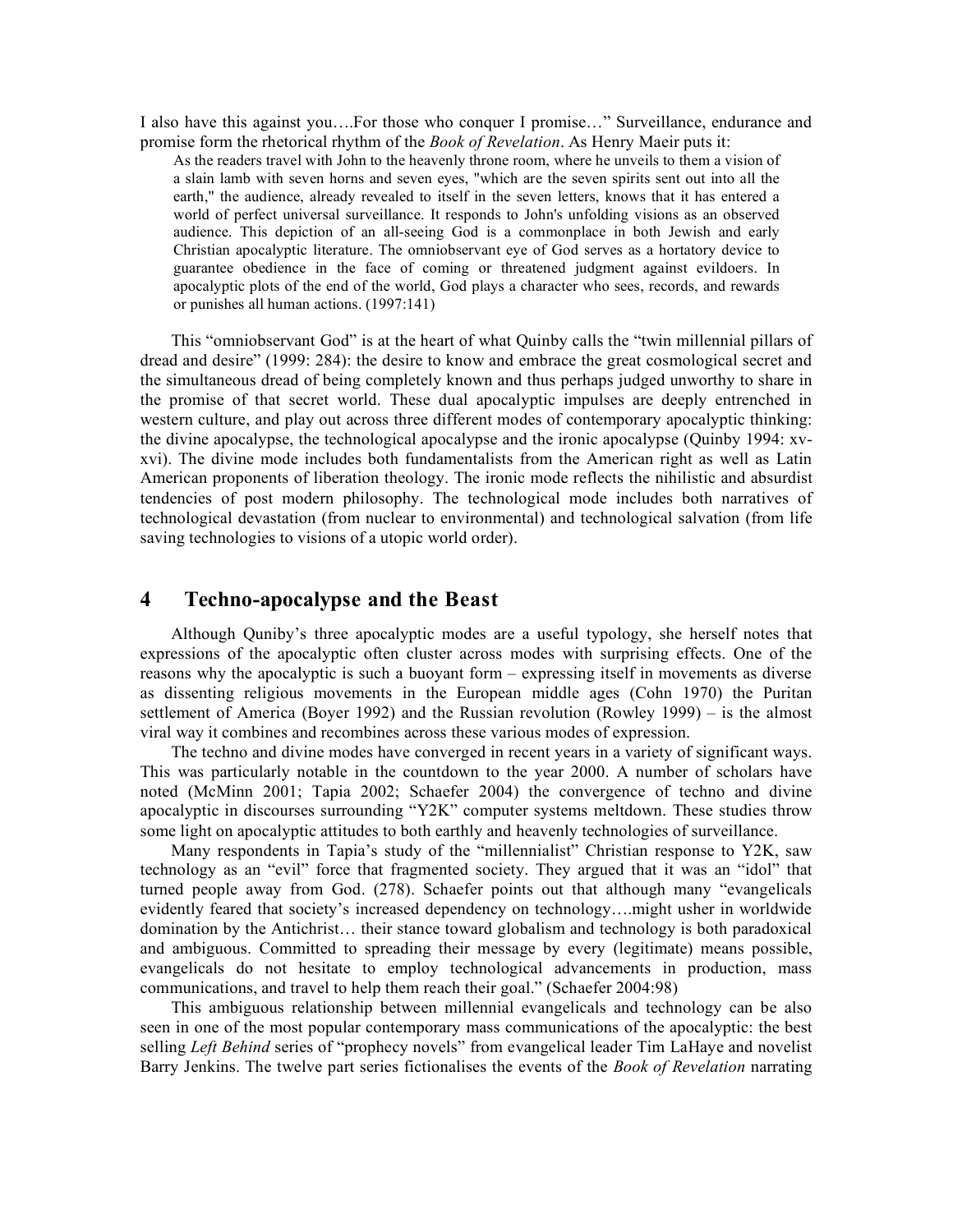I also have this against you….For those who conquer I promise…" Surveillance, endurance and promise form the rhetorical rhythm of the *Book of Revelation*. As Henry Maeir puts it:

> As the readers travel with John to the heavenly throne room, where he unveils to them a vision of a slain lamb with seven horns and seven eyes, "which are the seven spirits sent out into all the earth," the audience, already revealed to itself in the seven letters, knows that it has entered a world of perfect universal surveillance. It responds to John's unfolding visions as an observed audience. This depiction of an all-seeing God is a commonplace in both Jewish and early Christian apocalyptic literature. The omniobservant eye of God serves as a hortatory device to guarantee obedience in the face of coming or threatened judgment against evildoers. In apocalyptic plots of the end of the world, God plays a character who sees, records, and rewards or punishes all human actions. (1997:141)

This "omniobservant God" is at the heart of what Quinby calls the "twin millennial pillars of dread and desire" (1999: 284): the desire to know and embrace the great cosmological secret and the simultaneous dread of being completely known and thus perhaps judged unworthy to share in the promise of that secret world. These dual apocalyptic impulses are deeply entrenched in western culture, and play out across three different modes of contemporary apocalyptic thinking: the divine apocalypse, the technological apocalypse and the ironic apocalypse (Quinby 1994: xv-xvi). The divine mode includes both fundamentalists from the American right as well as Latin American proponents of liberation theology. The ironic mode reflects the nihilistic and absurdist tendencies of post modern philosophy. The technological mode includes both narratives of technological devastation (from nuclear to environmental) and technological salvation (from life saving technologies to visions of a utopic world order).

## 4 Techno-apocalypse and the Beast

Although Quniby's three apocalyptic modes are a useful typology, she herself notes that expressions of the apocalyptic often cluster across modes with surprising effects. One of the reasons why the apocalyptic is such a buoyant form – expressing itself in movements as diverse as dissenting religious movements in the European middle ages (Cohn 1970) the Puritan settlement of America (Boyer 1992) and the Russian revolution (Rowley 1999) – is the almost viral way it combines and recombines across these various modes of expression.

The techno and divine modes have converged in recent years in a variety of significant ways. This was particularly notable in the countdown to the year 2000. A number of scholars have noted (McMinn 2001; Tapia 2002; Schaefer 2004) the convergence of techno and divine apocalyptic in discourses surrounding "Y2K" computer systems meltdown. These studies throw some light on apocalyptic attitudes to both earthly and heavenly technologies of surveillance.

Many respondents in Tapia's study of the "millennialist" Christian response to Y2K, saw technology as an "evil" force that fragmented society. They argued that it was an "idol" that turned people away from God. (278). Schaefer points out that although many "evangelicals evidently feared that society's increased dependency on technology….might usher in worldwide domination by the Antichrist… their stance toward globalism and technology is both paradoxical and ambiguous. Committed to spreading their message by every (legitimate) means possible, evangelicals do not hesitate to employ technological advancements in production, mass communications, and travel to help them reach their goal." (Schaefer 2004:98)

This ambiguous relationship between millennial evangelicals and technology can be also seen in one of the most popular contemporary mass communications of the apocalyptic: the best selling *Left Behind* series of "prophecy novels" from evangelical leader Tim LaHaye and novelist Barry Jenkins. The twelve part series fictionalises the events of the *Book of Revelation* narrating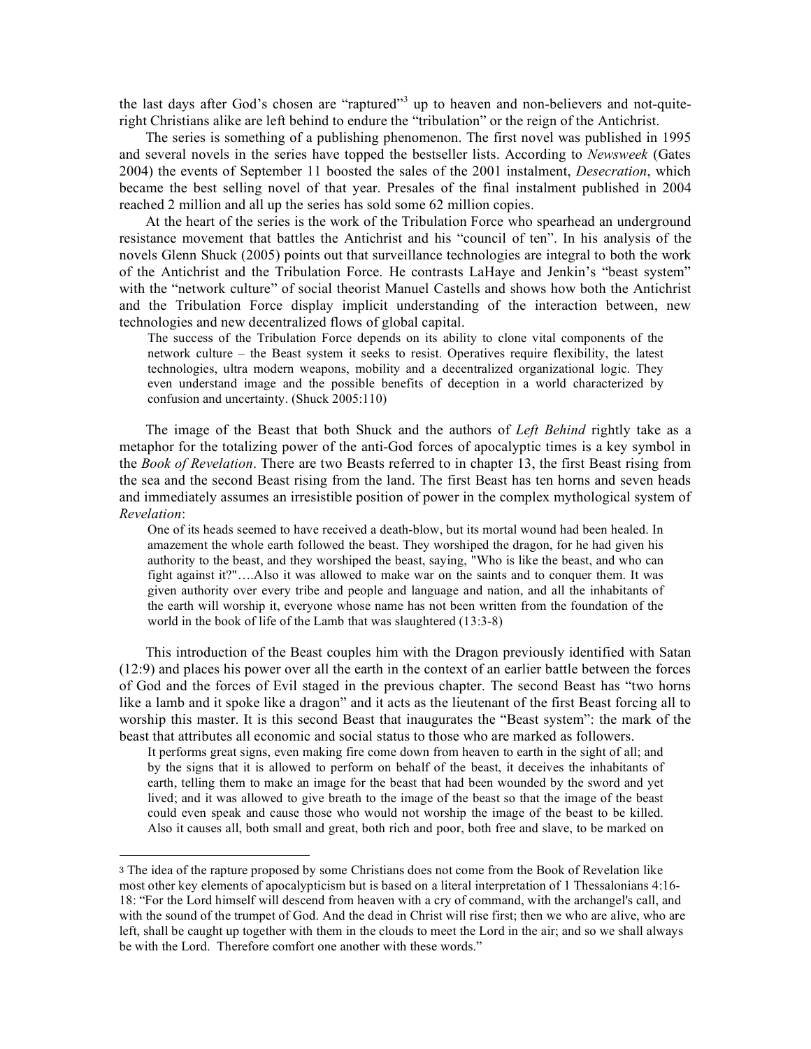the last days after God's chosen are "raptured"[3] up to heaven and non-believers and not-quite-right Christians alike are left behind to endure the "tribulation" or the reign of the Antichrist.

The series is something of a publishing phenomenon. The first novel was published in 1995 and several novels in the series have topped the bestseller lists. According to *Newsweek* (Gates 2004) the events of September 11 boosted the sales of the 2001 instalment, *Desecration*, which became the best selling novel of that year. Presales of the final instalment published in 2004 reached 2 million and all up the series has sold some 62 million copies.

At the heart of the series is the work of the Tribulation Force who spearhead an underground resistance movement that battles the Antichrist and his "council of ten". In his analysis of the novels Glenn Shuck (2005) points out that surveillance technologies are integral to both the work of the Antichrist and the Tribulation Force. He contrasts LaHaye and Jenkin's "beast system" with the "network culture" of social theorist Manuel Castells and shows how both the Antichrist and the Tribulation Force display implicit understanding of the interaction between, new technologies and new decentralized flows of global capital.

> The success of the Tribulation Force depends on its ability to clone vital components of the network culture – the Beast system it seeks to resist. Operatives require flexibility, the latest technologies, ultra modern weapons, mobility and a decentralized organizational logic. They even understand image and the possible benefits of deception in a world characterized by confusion and uncertainty. (Shuck 2005:110)

The image of the Beast that both Shuck and the authors of *Left Behind* rightly take as a metaphor for the totalizing power of the anti-God forces of apocalyptic times is a key symbol in the *Book of Revelation*. There are two Beasts referred to in chapter 13, the first Beast rising from the sea and the second Beast rising from the land. The first Beast has ten horns and seven heads and immediately assumes an irresistible position of power in the complex mythological system of *Revelation*:

> One of its heads seemed to have received a death-blow, but its mortal wound had been healed. In amazement the whole earth followed the beast. They worshiped the dragon, for he had given his authority to the beast, and they worshiped the beast, saying, "Who is like the beast, and who can fight against it?"….Also it was allowed to make war on the saints and to conquer them. It was given authority over every tribe and people and language and nation, and all the inhabitants of the earth will worship it, everyone whose name has not been written from the foundation of the world in the book of life of the Lamb that was slaughtered (13:3-8)

This introduction of the Beast couples him with the Dragon previously identified with Satan (12:9) and places his power over all the earth in the context of an earlier battle between the forces of God and the forces of Evil staged in the previous chapter. The second Beast has "two horns like a lamb and it spoke like a dragon" and it acts as the lieutenant of the first Beast forcing all to worship this master. It is this second Beast that inaugurates the "Beast system": the mark of the beast that attributes all economic and social status to those who are marked as followers.

> It performs great signs, even making fire come down from heaven to earth in the sight of all; and by the signs that it is allowed to perform on behalf of the beast, it deceives the inhabitants of earth, telling them to make an image for the beast that had been wounded by the sword and yet lived; and it was allowed to give breath to the image of the beast so that the image of the beast could even speak and cause those who would not worship the image of the beast to be killed. Also it causes all, both small and great, both rich and poor, both free and slave, to be marked on

[3] The idea of the rapture proposed by some Christians does not come from the Book of Revelation like most other key elements of apocalypticism but is based on a literal interpretation of 1 Thessalonians 4:16-18: "For the Lord himself will descend from heaven with a cry of command, with the archangel's call, and with the sound of the trumpet of God. And the dead in Christ will rise first; then we who are alive, who are left, shall be caught up together with them in the clouds to meet the Lord in the air; and so we shall always be with the Lord. Therefore comfort one another with these words."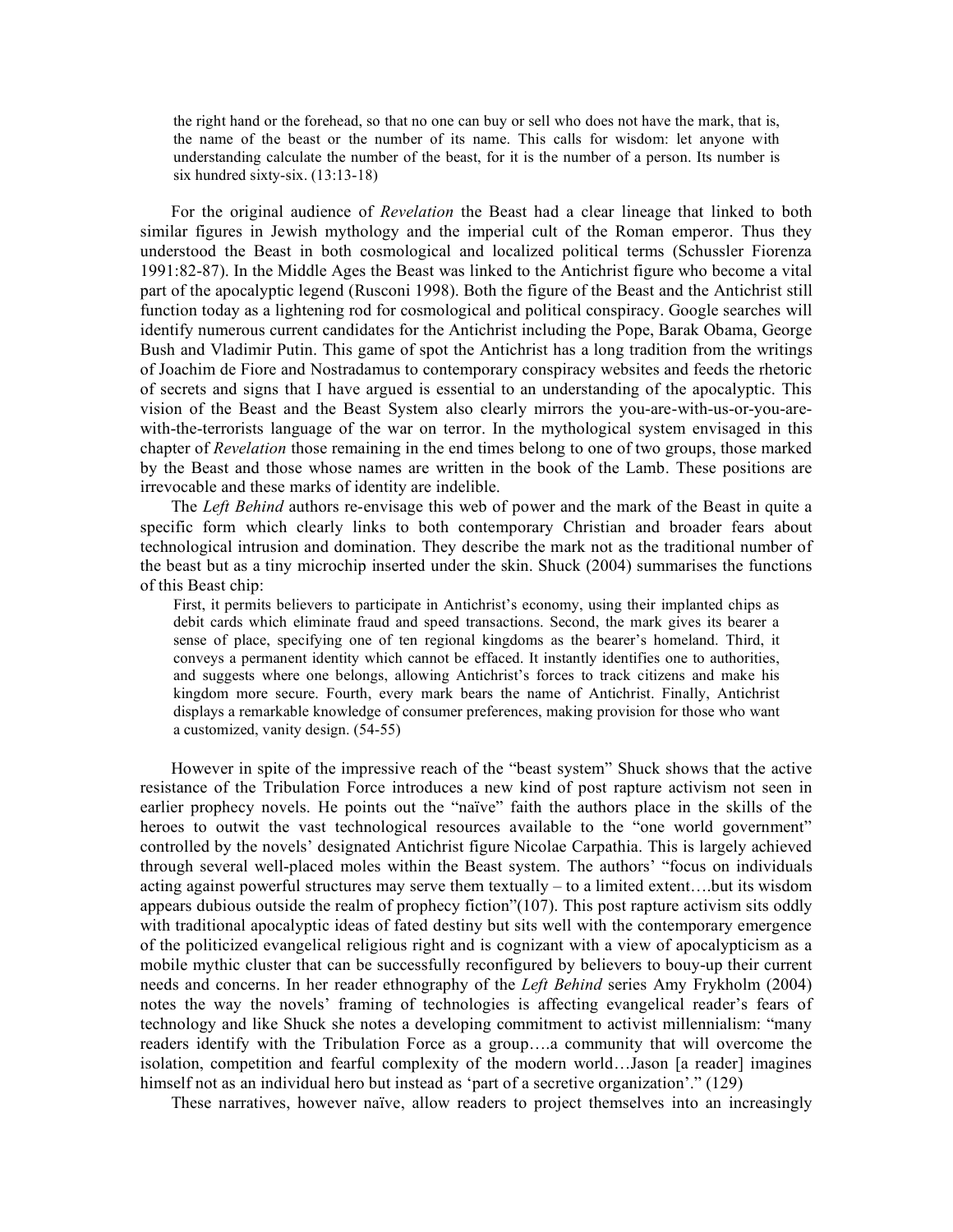> the right hand or the forehead, so that no one can buy or sell who does not have the mark, that is, the name of the beast or the number of its name. This calls for wisdom: let anyone with understanding calculate the number of the beast, for it is the number of a person. Its number is six hundred sixty-six. (13:13-18)

For the original audience of *Revelation* the Beast had a clear lineage that linked to both similar figures in Jewish mythology and the imperial cult of the Roman emperor. Thus they understood the Beast in both cosmological and localized political terms (Schussler Fiorenza 1991:82-87). In the Middle Ages the Beast was linked to the Antichrist figure who become a vital part of the apocalyptic legend (Rusconi 1998). Both the figure of the Beast and the Antichrist still function today as a lightening rod for cosmological and political conspiracy. Google searches will identify numerous current candidates for the Antichrist including the Pope, Barak Obama, George Bush and Vladimir Putin. This game of spot the Antichrist has a long tradition from the writings of Joachim de Fiore and Nostradamus to contemporary conspiracy websites and feeds the rhetoric of secrets and signs that I have argued is essential to an understanding of the apocalyptic. This vision of the Beast and the Beast System also clearly mirrors the you-are-with-us-or-you-are-with-the-terrorists language of the war on terror. In the mythological system envisaged in this chapter of *Revelation* those remaining in the end times belong to one of two groups, those marked by the Beast and those whose names are written in the book of the Lamb. These positions are irrevocable and these marks of identity are indelible.

The *Left Behind* authors re-envisage this web of power and the mark of the Beast in quite a specific form which clearly links to both contemporary Christian and broader fears about technological intrusion and domination. They describe the mark not as the traditional number of the beast but as a tiny microchip inserted under the skin. Shuck (2004) summarises the functions of this Beast chip:

> First, it permits believers to participate in Antichrist's economy, using their implanted chips as debit cards which eliminate fraud and speed transactions. Second, the mark gives its bearer a sense of place, specifying one of ten regional kingdoms as the bearer's homeland. Third, it conveys a permanent identity which cannot be effaced. It instantly identifies one to authorities, and suggests where one belongs, allowing Antichrist's forces to track citizens and make his kingdom more secure. Fourth, every mark bears the name of Antichrist. Finally, Antichrist displays a remarkable knowledge of consumer preferences, making provision for those who want a customized, vanity design. (54-55)

However in spite of the impressive reach of the "beast system" Shuck shows that the active resistance of the Tribulation Force introduces a new kind of post rapture activism not seen in earlier prophecy novels. He points out the "naïve" faith the authors place in the skills of the heroes to outwit the vast technological resources available to the "one world government" controlled by the novels' designated Antichrist figure Nicolae Carpathia. This is largely achieved through several well-placed moles within the Beast system. The authors' "focus on individuals acting against powerful structures may serve them textually – to a limited extent….but its wisdom appears dubious outside the realm of prophecy fiction"(107). This post rapture activism sits oddly with traditional apocalyptic ideas of fated destiny but sits well with the contemporary emergence of the politicized evangelical religious right and is cognizant with a view of apocalypticism as a mobile mythic cluster that can be successfully reconfigured by believers to bouy-up their current needs and concerns. In her reader ethnography of the *Left Behind* series Amy Frykholm (2004) notes the way the novels' framing of technologies is affecting evangelical reader's fears of technology and like Shuck she notes a developing commitment to activist millennialism: "many readers identify with the Tribulation Force as a group….a community that will overcome the isolation, competition and fearful complexity of the modern world…Jason [a reader] imagines himself not as an individual hero but instead as 'part of a secretive organization'." (129)

These narratives, however naïve, allow readers to project themselves into an increasingly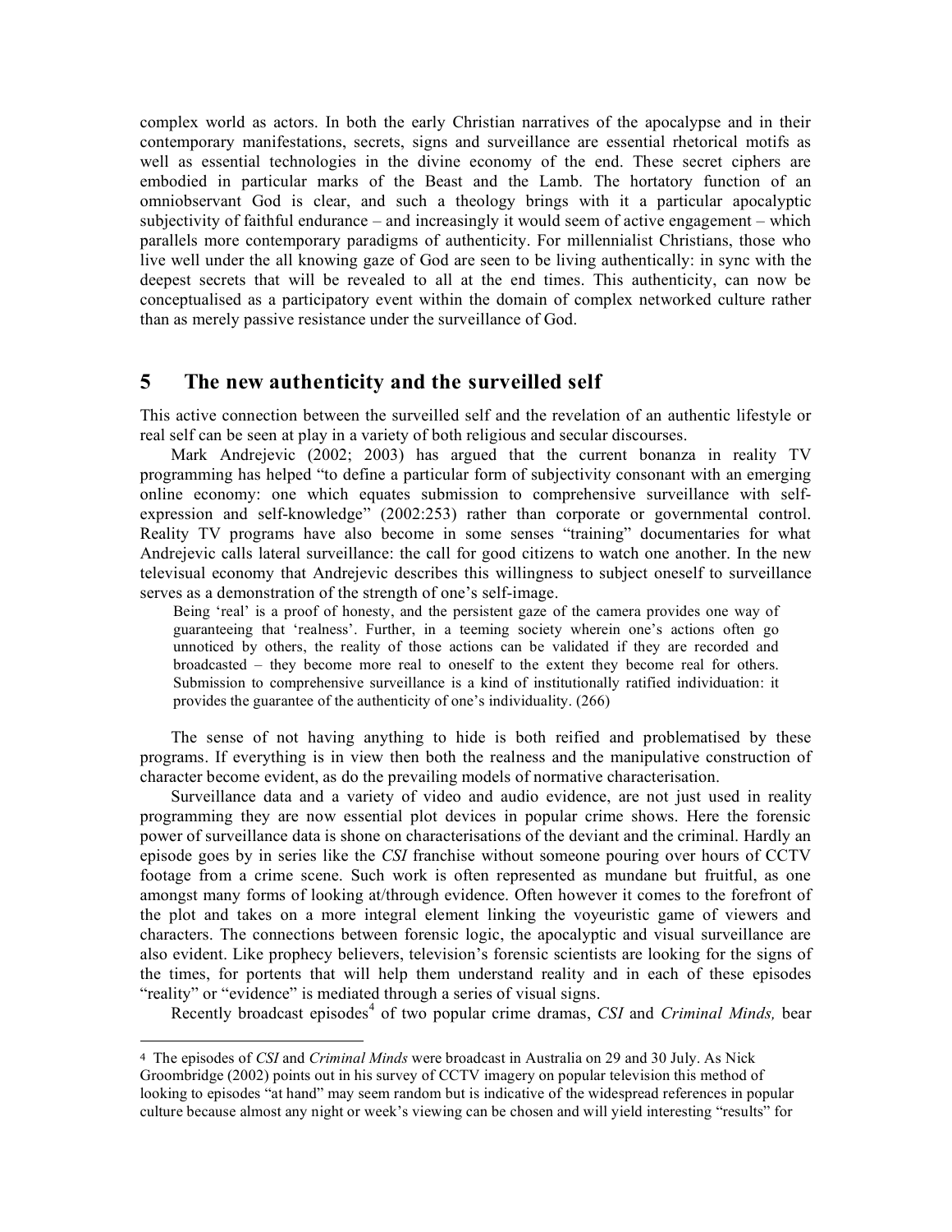complex world as actors. In both the early Christian narratives of the apocalypse and in their contemporary manifestations, secrets, signs and surveillance are essential rhetorical motifs as well as essential technologies in the divine economy of the end. These secret ciphers are embodied in particular marks of the Beast and the Lamb. The hortatory function of an omniobservant God is clear, and such a theology brings with it a particular apocalyptic subjectivity of faithful endurance – and increasingly it would seem of active engagement – which parallels more contemporary paradigms of authenticity. For millennialist Christians, those who live well under the all knowing gaze of God are seen to be living authentically: in sync with the deepest secrets that will be revealed to all at the end times. This authenticity, can now be conceptualised as a participatory event within the domain of complex networked culture rather than as merely passive resistance under the surveillance of God.

## 5 The new authenticity and the surveilled self

This active connection between the surveilled self and the revelation of an authentic lifestyle or real self can be seen at play in a variety of both religious and secular discourses.

Mark Andrejevic (2002; 2003) has argued that the current bonanza in reality TV programming has helped "to define a particular form of subjectivity consonant with an emerging online economy: one which equates submission to comprehensive surveillance with self-expression and self-knowledge" (2002:253) rather than corporate or governmental control. Reality TV programs have also become in some senses "training" documentaries for what Andrejevic calls lateral surveillance: the call for good citizens to watch one another. In the new televisual economy that Andrejevic describes this willingness to subject oneself to surveillance serves as a demonstration of the strength of one's self-image.

> Being 'real' is a proof of honesty, and the persistent gaze of the camera provides one way of guaranteeing that 'realness'. Further, in a teeming society wherein one's actions often go unnoticed by others, the reality of those actions can be validated if they are recorded and broadcasted – they become more real to oneself to the extent they become real for others. Submission to comprehensive surveillance is a kind of institutionally ratified individuation: it provides the guarantee of the authenticity of one's individuality. (266)

The sense of not having anything to hide is both reified and problematised by these programs. If everything is in view then both the realness and the manipulative construction of character become evident, as do the prevailing models of normative characterisation.

Surveillance data and a variety of video and audio evidence, are not just used in reality programming they are now essential plot devices in popular crime shows. Here the forensic power of surveillance data is shone on characterisations of the deviant and the criminal. Hardly an episode goes by in series like the *CSI* franchise without someone pouring over hours of CCTV footage from a crime scene. Such work is often represented as mundane but fruitful, as one amongst many forms of looking at/through evidence. Often however it comes to the forefront of the plot and takes on a more integral element linking the voyeuristic game of viewers and characters. The connections between forensic logic, the apocalyptic and visual surveillance are also evident. Like prophecy believers, television's forensic scientists are looking for the signs of the times, for portents that will help them understand reality and in each of these episodes "reality" or "evidence" is mediated through a series of visual signs.

Recently broadcast episodes[4] of two popular crime dramas, *CSI* and *Criminal Minds,* bear

---

[4] The episodes of *CSI* and *Criminal Minds* were broadcast in Australia on 29 and 30 July. As Nick Groombridge (2002) points out in his survey of CCTV imagery on popular television this method of looking to episodes "at hand" may seem random but is indicative of the widespread references in popular culture because almost any night or week's viewing can be chosen and will yield interesting "results" for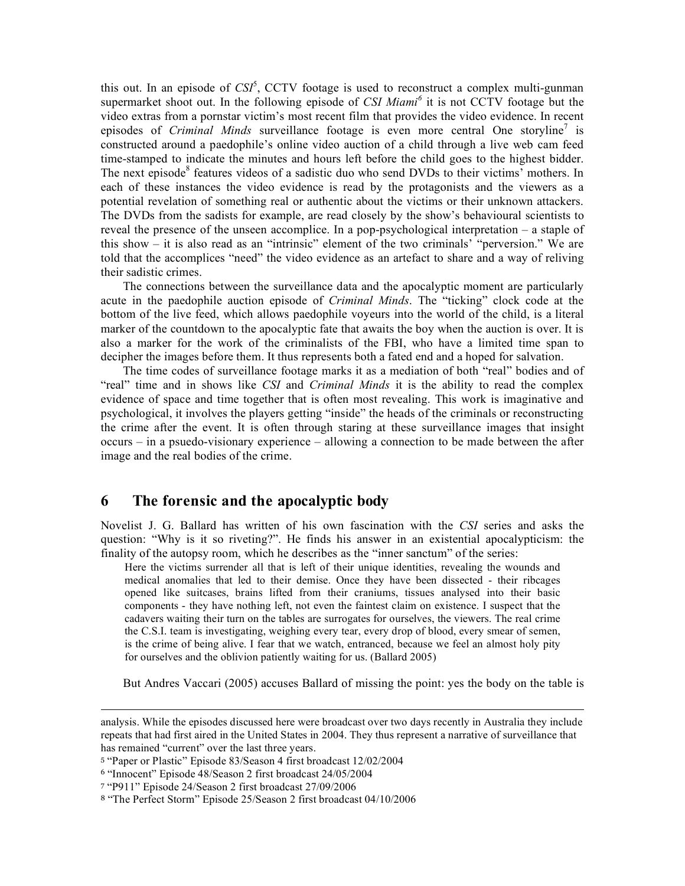this out. In an episode of *CSI*[5], CCTV footage is used to reconstruct a complex multi-gunman supermarket shoot out. In the following episode of *CSI Miami*[6] it is not CCTV footage but the video extras from a pornstar victim's most recent film that provides the video evidence. In recent episodes of *Criminal Minds* surveillance footage is even more central One storyline[7] is constructed around a paedophile's online video auction of a child through a live web cam feed time-stamped to indicate the minutes and hours left before the child goes to the highest bidder. The next episode[8] features videos of a sadistic duo who send DVDs to their victims' mothers. In each of these instances the video evidence is read by the protagonists and the viewers as a potential revelation of something real or authentic about the victims or their unknown attackers. The DVDs from the sadists for example, are read closely by the show's behavioural scientists to reveal the presence of the unseen accomplice. In a pop-psychological interpretation – a staple of this show – it is also read as an "intrinsic" element of the two criminals' "perversion." We are told that the accomplices "need" the video evidence as an artefact to share and a way of reliving their sadistic crimes.

The connections between the surveillance data and the apocalyptic moment are particularly acute in the paedophile auction episode of *Criminal Minds*. The "ticking" clock code at the bottom of the live feed, which allows paedophile voyeurs into the world of the child, is a literal marker of the countdown to the apocalyptic fate that awaits the boy when the auction is over. It is also a marker for the work of the criminalists of the FBI, who have a limited time span to decipher the images before them. It thus represents both a fated end and a hoped for salvation.

The time codes of surveillance footage marks it as a mediation of both "real" bodies and of "real" time and in shows like *CSI* and *Criminal Minds* it is the ability to read the complex evidence of space and time together that is often most revealing. This work is imaginative and psychological, it involves the players getting "inside" the heads of the criminals or reconstructing the crime after the event. It is often through staring at these surveillance images that insight occurs – in a psuedo-visionary experience – allowing a connection to be made between the after image and the real bodies of the crime.

## 6 The forensic and the apocalyptic body

Novelist J. G. Ballard has written of his own fascination with the *CSI* series and asks the question: "Why is it so riveting?". He finds his answer in an existential apocalypticism: the finality of the autopsy room, which he describes as the "inner sanctum" of the series:

> Here the victims surrender all that is left of their unique identities, revealing the wounds and medical anomalies that led to their demise. Once they have been dissected - their ribcages opened like suitcases, brains lifted from their craniums, tissues analysed into their basic components - they have nothing left, not even the faintest claim on existence. I suspect that the cadavers waiting their turn on the tables are surrogates for ourselves, the viewers. The real crime the C.S.I. team is investigating, weighing every tear, every drop of blood, every smear of semen, is the crime of being alive. I fear that we watch, entranced, because we feel an almost holy pity for ourselves and the oblivion patiently waiting for us. (Ballard 2005)

But Andres Vaccari (2005) accuses Ballard of missing the point: yes the body on the table is

---

analysis. While the episodes discussed here were broadcast over two days recently in Australia they include repeats that had first aired in the United States in 2004. They thus represent a narrative of surveillance that has remained "current" over the last three years.

[5] "Paper or Plastic" Episode 83/Season 4 first broadcast 12/02/2004

[6] "Innocent" Episode 48/Season 2 first broadcast 24/05/2004

[7] "P911" Episode 24/Season 2 first broadcast 27/09/2006

[8] "The Perfect Storm" Episode 25/Season 2 first broadcast 04/10/2006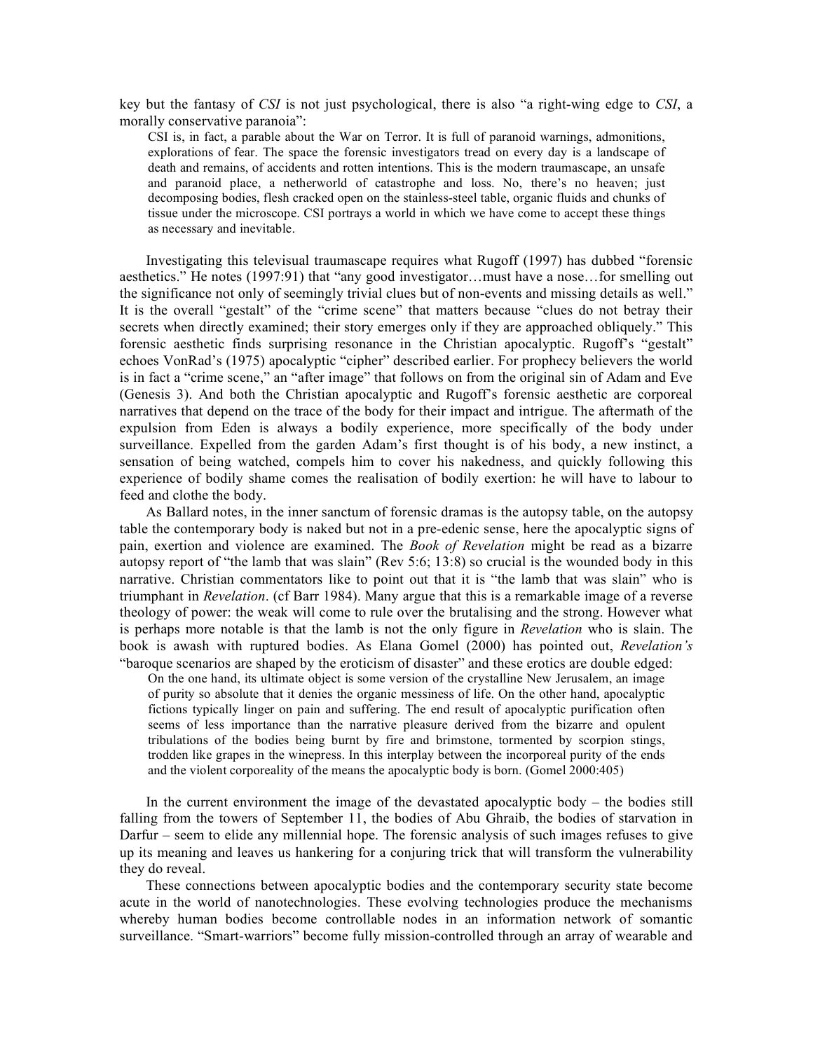key but the fantasy of *CSI* is not just psychological, there is also "a right-wing edge to *CSI*, a morally conservative paranoia":

> CSI is, in fact, a parable about the War on Terror. It is full of paranoid warnings, admonitions, explorations of fear. The space the forensic investigators tread on every day is a landscape of death and remains, of accidents and rotten intentions. This is the modern traumascape, an unsafe and paranoid place, a netherworld of catastrophe and loss. No, there's no heaven; just decomposing bodies, flesh cracked open on the stainless-steel table, organic fluids and chunks of tissue under the microscope. CSI portrays a world in which we have come to accept these things as necessary and inevitable.

Investigating this televisual traumascape requires what Rugoff (1997) has dubbed "forensic aesthetics." He notes (1997:91) that "any good investigator…must have a nose…for smelling out the significance not only of seemingly trivial clues but of non-events and missing details as well." It is the overall "gestalt" of the "crime scene" that matters because "clues do not betray their secrets when directly examined; their story emerges only if they are approached obliquely." This forensic aesthetic finds surprising resonance in the Christian apocalyptic. Rugoff's "gestalt" echoes VonRad's (1975) apocalyptic "cipher" described earlier. For prophecy believers the world is in fact a "crime scene," an "after image" that follows on from the original sin of Adam and Eve (Genesis 3). And both the Christian apocalyptic and Rugoff's forensic aesthetic are corporeal narratives that depend on the trace of the body for their impact and intrigue. The aftermath of the expulsion from Eden is always a bodily experience, more specifically of the body under surveillance. Expelled from the garden Adam's first thought is of his body, a new instinct, a sensation of being watched, compels him to cover his nakedness, and quickly following this experience of bodily shame comes the realisation of bodily exertion: he will have to labour to feed and clothe the body.

As Ballard notes, in the inner sanctum of forensic dramas is the autopsy table, on the autopsy table the contemporary body is naked but not in a pre-edenic sense, here the apocalyptic signs of pain, exertion and violence are examined. The *Book of Revelation* might be read as a bizarre autopsy report of "the lamb that was slain" (Rev 5:6; 13:8) so crucial is the wounded body in this narrative. Christian commentators like to point out that it is "the lamb that was slain" who is triumphant in *Revelation*. (cf Barr 1984). Many argue that this is a remarkable image of a reverse theology of power: the weak will come to rule over the brutalising and the strong. However what is perhaps more notable is that the lamb is not the only figure in *Revelation* who is slain. The book is awash with ruptured bodies. As Elana Gomel (2000) has pointed out, *Revelation's* "baroque scenarios are shaped by the eroticism of disaster" and these erotics are double edged:

> On the one hand, its ultimate object is some version of the crystalline New Jerusalem, an image of purity so absolute that it denies the organic messiness of life. On the other hand, apocalyptic fictions typically linger on pain and suffering. The end result of apocalyptic purification often seems of less importance than the narrative pleasure derived from the bizarre and opulent tribulations of the bodies being burnt by fire and brimstone, tormented by scorpion stings, trodden like grapes in the winepress. In this interplay between the incorporeal purity of the ends and the violent corporeality of the means the apocalyptic body is born. (Gomel 2000:405)

In the current environment the image of the devastated apocalyptic body – the bodies still falling from the towers of September 11, the bodies of Abu Ghraib, the bodies of starvation in Darfur – seem to elide any millennial hope. The forensic analysis of such images refuses to give up its meaning and leaves us hankering for a conjuring trick that will transform the vulnerability they do reveal.

These connections between apocalyptic bodies and the contemporary security state become acute in the world of nanotechnologies. These evolving technologies produce the mechanisms whereby human bodies become controllable nodes in an information network of somantic surveillance. "Smart-warriors" become fully mission-controlled through an array of wearable and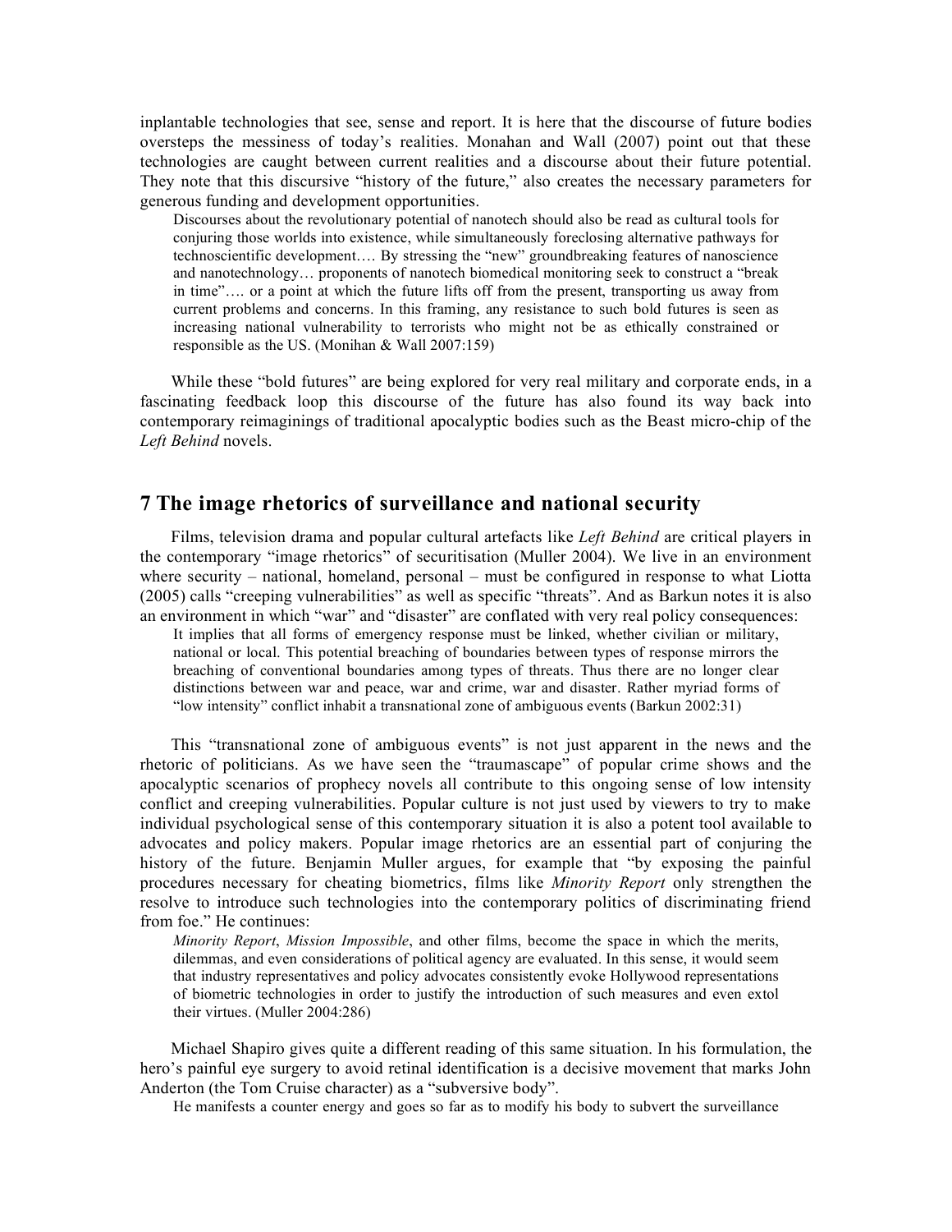inplantable technologies that see, sense and report. It is here that the discourse of future bodies oversteps the messiness of today's realities. Monahan and Wall (2007) point out that these technologies are caught between current realities and a discourse about their future potential. They note that this discursive "history of the future," also creates the necessary parameters for generous funding and development opportunities.

> Discourses about the revolutionary potential of nanotech should also be read as cultural tools for conjuring those worlds into existence, while simultaneously foreclosing alternative pathways for technoscientific development…. By stressing the "new" groundbreaking features of nanoscience and nanotechnology… proponents of nanotech biomedical monitoring seek to construct a "break in time"…. or a point at which the future lifts off from the present, transporting us away from current problems and concerns. In this framing, any resistance to such bold futures is seen as increasing national vulnerability to terrorists who might not be as ethically constrained or responsible as the US. (Monihan & Wall 2007:159)

While these "bold futures" are being explored for very real military and corporate ends, in a fascinating feedback loop this discourse of the future has also found its way back into contemporary reimaginings of traditional apocalyptic bodies such as the Beast micro-chip of the *Left Behind* novels.

## 7 The image rhetorics of surveillance and national security

Films, television drama and popular cultural artefacts like *Left Behind* are critical players in the contemporary "image rhetorics" of securitisation (Muller 2004). We live in an environment where security – national, homeland, personal – must be configured in response to what Liotta (2005) calls "creeping vulnerabilities" as well as specific "threats". And as Barkun notes it is also an environment in which "war" and "disaster" are conflated with very real policy consequences:

> It implies that all forms of emergency response must be linked, whether civilian or military, national or local. This potential breaching of boundaries between types of response mirrors the breaching of conventional boundaries among types of threats. Thus there are no longer clear distinctions between war and peace, war and crime, war and disaster. Rather myriad forms of "low intensity" conflict inhabit a transnational zone of ambiguous events (Barkun 2002:31)

This "transnational zone of ambiguous events" is not just apparent in the news and the rhetoric of politicians. As we have seen the "traumascape" of popular crime shows and the apocalyptic scenarios of prophecy novels all contribute to this ongoing sense of low intensity conflict and creeping vulnerabilities. Popular culture is not just used by viewers to try to make individual psychological sense of this contemporary situation it is also a potent tool available to advocates and policy makers. Popular image rhetorics are an essential part of conjuring the history of the future. Benjamin Muller argues, for example that "by exposing the painful procedures necessary for cheating biometrics, films like *Minority Report* only strengthen the resolve to introduce such technologies into the contemporary politics of discriminating friend from foe." He continues:

> *Minority Report*, *Mission Impossible*, and other films, become the space in which the merits, dilemmas, and even considerations of political agency are evaluated. In this sense, it would seem that industry representatives and policy advocates consistently evoke Hollywood representations of biometric technologies in order to justify the introduction of such measures and even extol their virtues. (Muller 2004:286)

Michael Shapiro gives quite a different reading of this same situation. In his formulation, the hero's painful eye surgery to avoid retinal identification is a decisive movement that marks John Anderton (the Tom Cruise character) as a "subversive body".

> He manifests a counter energy and goes so far as to modify his body to subvert the surveillance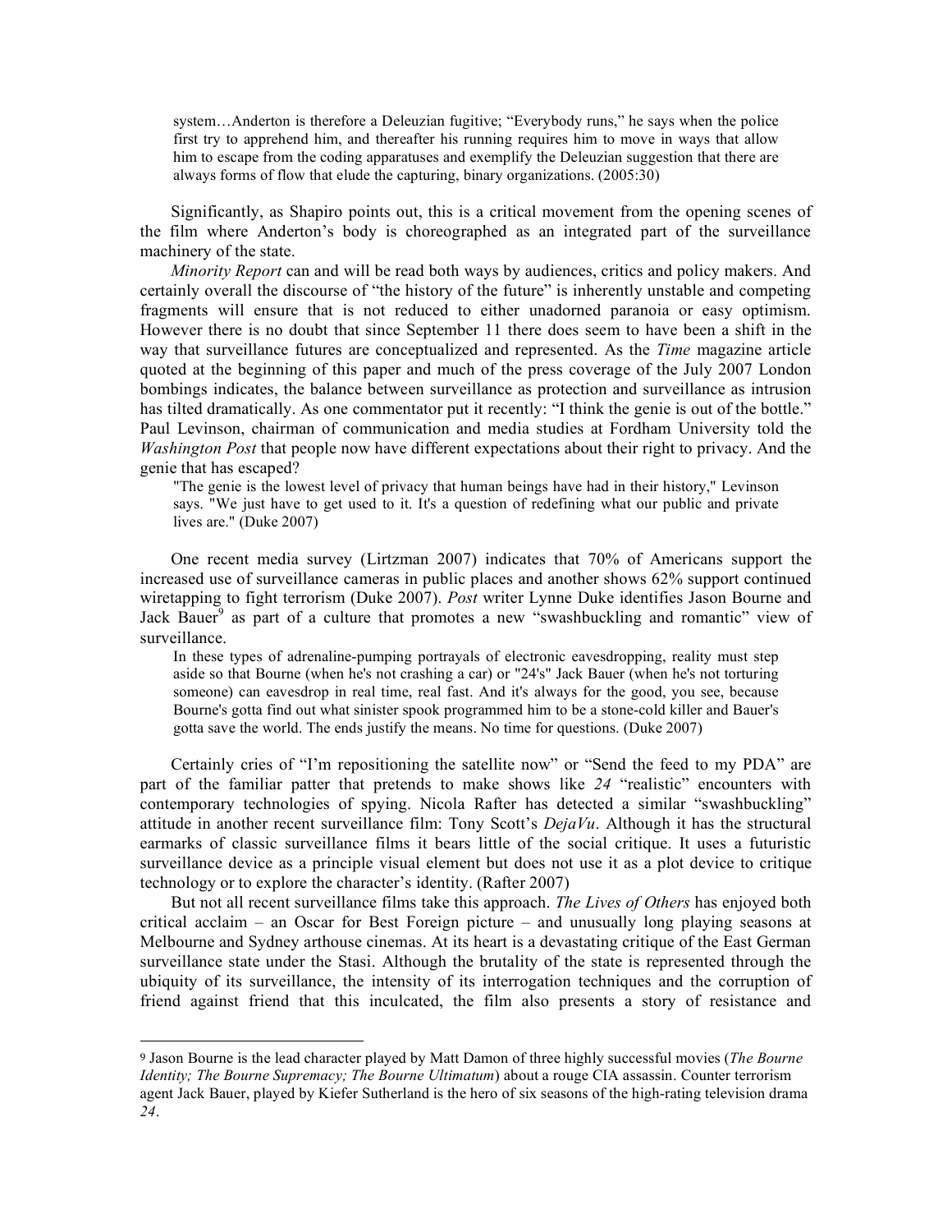> system…Anderton is therefore a Deleuzian fugitive; "Everybody runs," he says when the police first try to apprehend him, and thereafter his running requires him to move in ways that allow him to escape from the coding apparatuses and exemplify the Deleuzian suggestion that there are always forms of flow that elude the capturing, binary organizations. (2005:30)

Significantly, as Shapiro points out, this is a critical movement from the opening scenes of the film where Anderton's body is choreographed as an integrated part of the surveillance machinery of the state.

*Minority Report* can and will be read both ways by audiences, critics and policy makers. And certainly overall the discourse of "the history of the future" is inherently unstable and competing fragments will ensure that is not reduced to either unadorned paranoia or easy optimism. However there is no doubt that since September 11 there does seem to have been a shift in the way that surveillance futures are conceptualized and represented. As the *Time* magazine article quoted at the beginning of this paper and much of the press coverage of the July 2007 London bombings indicates, the balance between surveillance as protection and surveillance as intrusion has tilted dramatically. As one commentator put it recently: "I think the genie is out of the bottle." Paul Levinson, chairman of communication and media studies at Fordham University told the *Washington Post* that people now have different expectations about their right to privacy. And the genie that has escaped?

> "The genie is the lowest level of privacy that human beings have had in their history," Levinson says. "We just have to get used to it. It's a question of redefining what our public and private lives are." (Duke 2007)

One recent media survey (Lirtzman 2007) indicates that 70% of Americans support the increased use of surveillance cameras in public places and another shows 62% support continued wiretapping to fight terrorism (Duke 2007). *Post* writer Lynne Duke identifies Jason Bourne and Jack Bauer[9] as part of a culture that promotes a new "swashbuckling and romantic" view of surveillance.

> In these types of adrenaline-pumping portrayals of electronic eavesdropping, reality must step aside so that Bourne (when he's not crashing a car) or "24's" Jack Bauer (when he's not torturing someone) can eavesdrop in real time, real fast. And it's always for the good, you see, because Bourne's gotta find out what sinister spook programmed him to be a stone-cold killer and Bauer's gotta save the world. The ends justify the means. No time for questions. (Duke 2007)

Certainly cries of "I'm repositioning the satellite now" or "Send the feed to my PDA" are part of the familiar patter that pretends to make shows like *24* "realistic" encounters with contemporary technologies of spying. Nicola Rafter has detected a similar "swashbuckling" attitude in another recent surveillance film: Tony Scott's *DejaVu*. Although it has the structural earmarks of classic surveillance films it bears little of the social critique. It uses a futuristic surveillance device as a principle visual element but does not use it as a plot device to critique technology or to explore the character's identity. (Rafter 2007)

But not all recent surveillance films take this approach. *The Lives of Others* has enjoyed both critical acclaim – an Oscar for Best Foreign picture – and unusually long playing seasons at Melbourne and Sydney arthouse cinemas. At its heart is a devastating critique of the East German surveillance state under the Stasi. Although the brutality of the state is represented through the ubiquity of its surveillance, the intensity of its interrogation techniques and the corruption of friend against friend that this inculcated, the film also presents a story of resistance and

---

[9] Jason Bourne is the lead character played by Matt Damon of three highly successful movies (*The Bourne Identity; The Bourne Supremacy; The Bourne Ultimatum*) about a rouge CIA assassin. Counter terrorism agent Jack Bauer, played by Kiefer Sutherland is the hero of six seasons of the high-rating television drama *24*.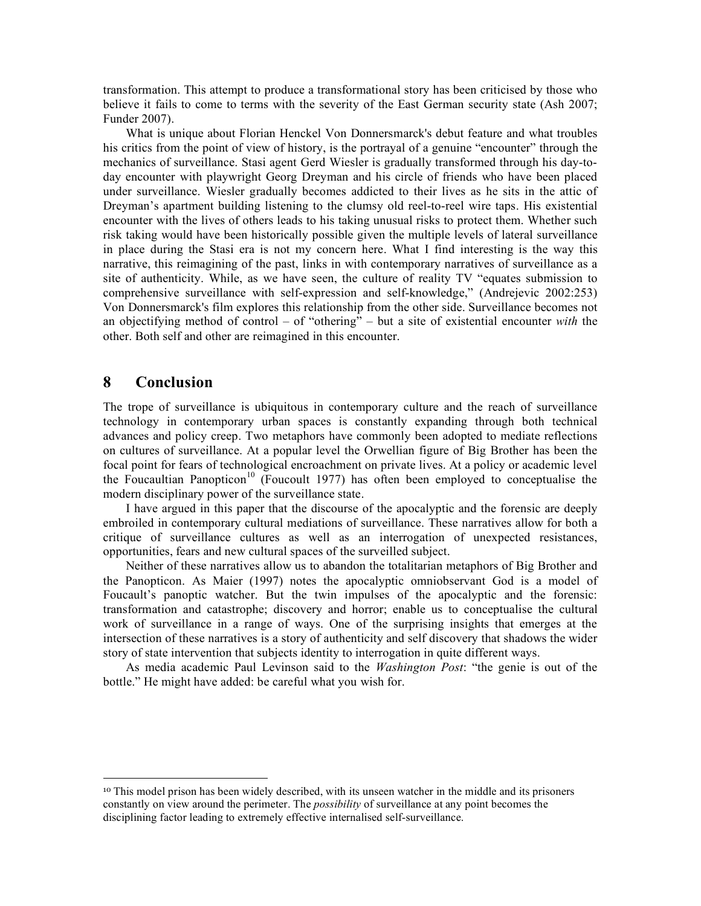transformation. This attempt to produce a transformational story has been criticised by those who believe it fails to come to terms with the severity of the East German security state (Ash 2007; Funder 2007).

What is unique about Florian Henckel Von Donnersmarck's debut feature and what troubles his critics from the point of view of history, is the portrayal of a genuine "encounter" through the mechanics of surveillance. Stasi agent Gerd Wiesler is gradually transformed through his day-to-day encounter with playwright Georg Dreyman and his circle of friends who have been placed under surveillance. Wiesler gradually becomes addicted to their lives as he sits in the attic of Dreyman's apartment building listening to the clumsy old reel-to-reel wire taps. His existential encounter with the lives of others leads to his taking unusual risks to protect them. Whether such risk taking would have been historically possible given the multiple levels of lateral surveillance in place during the Stasi era is not my concern here. What I find interesting is the way this narrative, this reimagining of the past, links in with contemporary narratives of surveillance as a site of authenticity. While, as we have seen, the culture of reality TV "equates submission to comprehensive surveillance with self-expression and self-knowledge," (Andrejevic 2002:253) Von Donnersmarck's film explores this relationship from the other side. Surveillance becomes not an objectifying method of control – of "othering" – but a site of existential encounter *with* the other. Both self and other are reimagined in this encounter.

## 8 Conclusion

The trope of surveillance is ubiquitous in contemporary culture and the reach of surveillance technology in contemporary urban spaces is constantly expanding through both technical advances and policy creep. Two metaphors have commonly been adopted to mediate reflections on cultures of surveillance. At a popular level the Orwellian figure of Big Brother has been the focal point for fears of technological encroachment on private lives. At a policy or academic level the Foucaultian Panopticon[10] (Foucoult 1977) has often been employed to conceptualise the modern disciplinary power of the surveillance state.

I have argued in this paper that the discourse of the apocalyptic and the forensic are deeply embroiled in contemporary cultural mediations of surveillance. These narratives allow for both a critique of surveillance cultures as well as an interrogation of unexpected resistances, opportunities, fears and new cultural spaces of the surveilled subject.

Neither of these narratives allow us to abandon the totalitarian metaphors of Big Brother and the Panopticon. As Maier (1997) notes the apocalyptic omniobservant God is a model of Foucault's panoptic watcher. But the twin impulses of the apocalyptic and the forensic: transformation and catastrophe; discovery and horror; enable us to conceptualise the cultural work of surveillance in a range of ways. One of the surprising insights that emerges at the intersection of these narratives is a story of authenticity and self discovery that shadows the wider story of state intervention that subjects identity to interrogation in quite different ways.

As media academic Paul Levinson said to the *Washington Post*: "the genie is out of the bottle." He might have added: be careful what you wish for.

---

[10] This model prison has been widely described, with its unseen watcher in the middle and its prisoners constantly on view around the perimeter. The *possibility* of surveillance at any point becomes the disciplining factor leading to extremely effective internalised self-surveillance.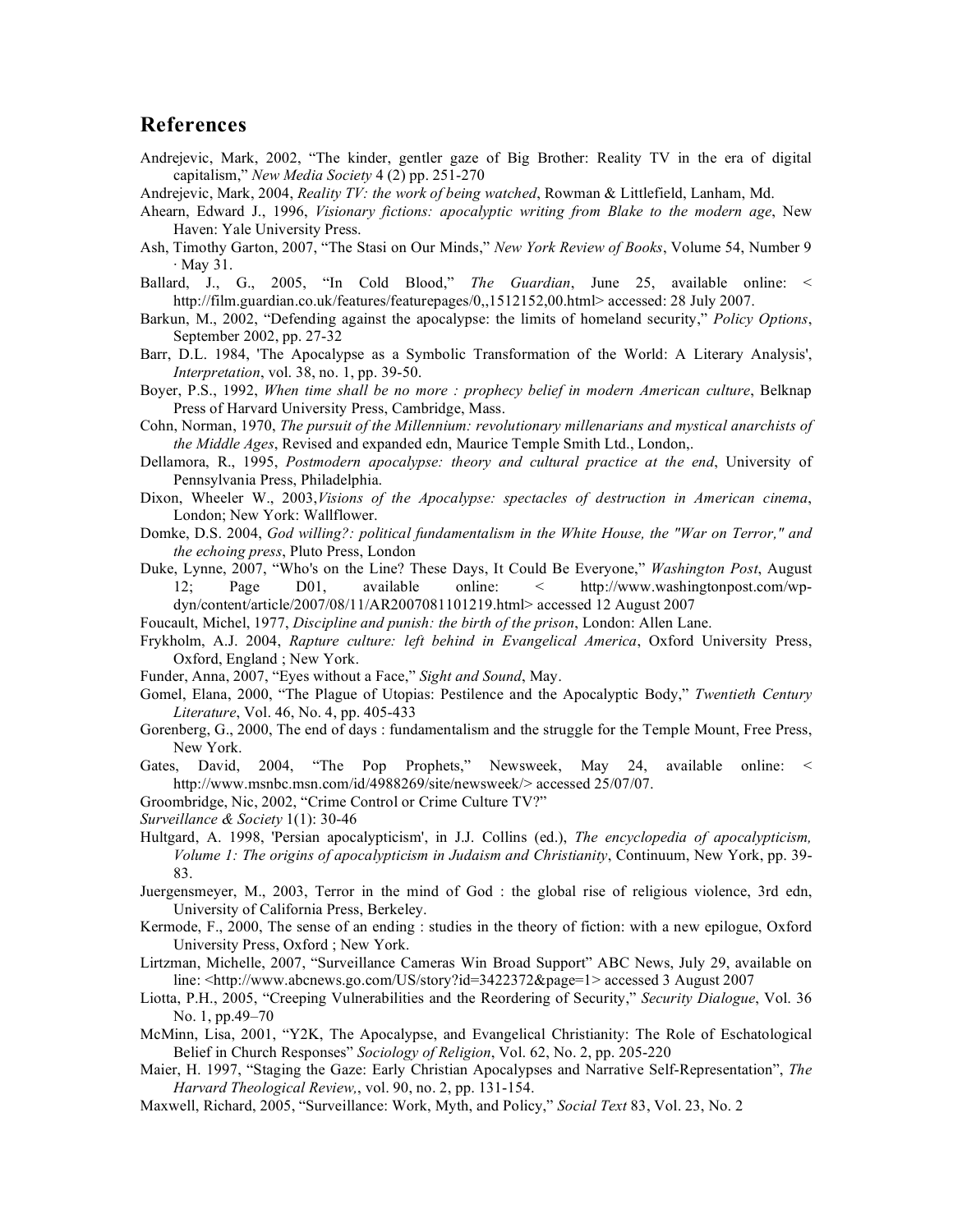## References

Andrejevic, Mark, 2002, “The kinder, gentler gaze of Big Brother: Reality TV in the era of digital capitalism,” *New Media Society* 4 (2) pp. 251-270

Andrejevic, Mark, 2004, *Reality TV: the work of being watched*, Rowman & Littlefield, Lanham, Md.

Ahearn, Edward J., 1996, *Visionary fictions: apocalyptic writing from Blake to the modern age*, New Haven: Yale University Press.

Ash, Timothy Garton, 2007, “The Stasi on Our Minds,” *New York Review of Books*, Volume 54, Number 9 · May 31.

Ballard, J., G., 2005, “In Cold Blood,” *The Guardian*, June 25, available online: < http://film.guardian.co.uk/features/featurepages/0,,1512152,00.html> accessed: 28 July 2007.

Barkun, M., 2002, “Defending against the apocalypse: the limits of homeland security,” *Policy Options*, September 2002, pp. 27-32

Barr, D.L. 1984, 'The Apocalypse as a Symbolic Transformation of the World: A Literary Analysis', *Interpretation*, vol. 38, no. 1, pp. 39-50.

Boyer, P.S., 1992, *When time shall be no more : prophecy belief in modern American culture*, Belknap Press of Harvard University Press, Cambridge, Mass.

Cohn, Norman, 1970, *The pursuit of the Millennium: revolutionary millenarians and mystical anarchists of the Middle Ages*, Revised and expanded edn, Maurice Temple Smith Ltd., London,.

Dellamora, R., 1995, *Postmodern apocalypse: theory and cultural practice at the end*, University of Pennsylvania Press, Philadelphia.

Dixon, Wheeler W., 2003,*Visions of the Apocalypse: spectacles of destruction in American cinema*, London; New York: Wallflower.

Domke, D.S. 2004, *God willing?: political fundamentalism in the White House, the "War on Terror," and the echoing press*, Pluto Press, London

Duke, Lynne, 2007, “Who's on the Line? These Days, It Could Be Everyone,” *Washington Post*, August 12; Page D01, available online: < http://www.washingtonpost.com/wp-dyn/content/article/2007/08/11/AR2007081101219.html> accessed 12 August 2007

Foucault, Michel, 1977, *Discipline and punish: the birth of the prison*, London: Allen Lane.

Frykholm, A.J. 2004, *Rapture culture: left behind in Evangelical America*, Oxford University Press, Oxford, England ; New York.

Funder, Anna, 2007, “Eyes without a Face,” *Sight and Sound*, May.

Gomel, Elana, 2000, “The Plague of Utopias: Pestilence and the Apocalyptic Body,” *Twentieth Century Literature*, Vol. 46, No. 4, pp. 405-433

Gorenberg, G., 2000, The end of days : fundamentalism and the struggle for the Temple Mount, Free Press, New York.

Gates, David, 2004, “The Pop Prophets,” Newsweek, May 24, available online: < http://www.msnbc.msn.com/id/4988269/site/newsweek/> accessed 25/07/07.

Groombridge, Nic, 2002, “Crime Control or Crime Culture TV?”

*Surveillance & Society* 1(1): 30-46

Hultgard, A. 1998, 'Persian apocalypticism', in J.J. Collins (ed.), *The encyclopedia of apocalypticism, Volume 1: The origins of apocalypticism in Judaism and Christianity*, Continuum, New York, pp. 39-83.

Juergensmeyer, M., 2003, Terror in the mind of God : the global rise of religious violence, 3rd edn, University of California Press, Berkeley.

Kermode, F., 2000, The sense of an ending : studies in the theory of fiction: with a new epilogue, Oxford University Press, Oxford ; New York.

Lirtzman, Michelle, 2007, “Surveillance Cameras Win Broad Support” ABC News, July 29, available on line: <http://www.abcnews.go.com/US/story?id=3422372&page=1> accessed 3 August 2007

Liotta, P.H., 2005, “Creeping Vulnerabilities and the Reordering of Security,” *Security Dialogue*, Vol. 36 No. 1, pp.49–70

McMinn, Lisa, 2001, “Y2K, The Apocalypse, and Evangelical Christianity: The Role of Eschatological Belief in Church Responses” *Sociology of Religion*, Vol. 62, No. 2, pp. 205-220

Maier, H. 1997, “Staging the Gaze: Early Christian Apocalypses and Narrative Self-Representation”, *The Harvard Theological Review,*, vol. 90, no. 2, pp. 131-154.

Maxwell, Richard, 2005, “Surveillance: Work, Myth, and Policy,” *Social Text* 83, Vol. 23, No. 2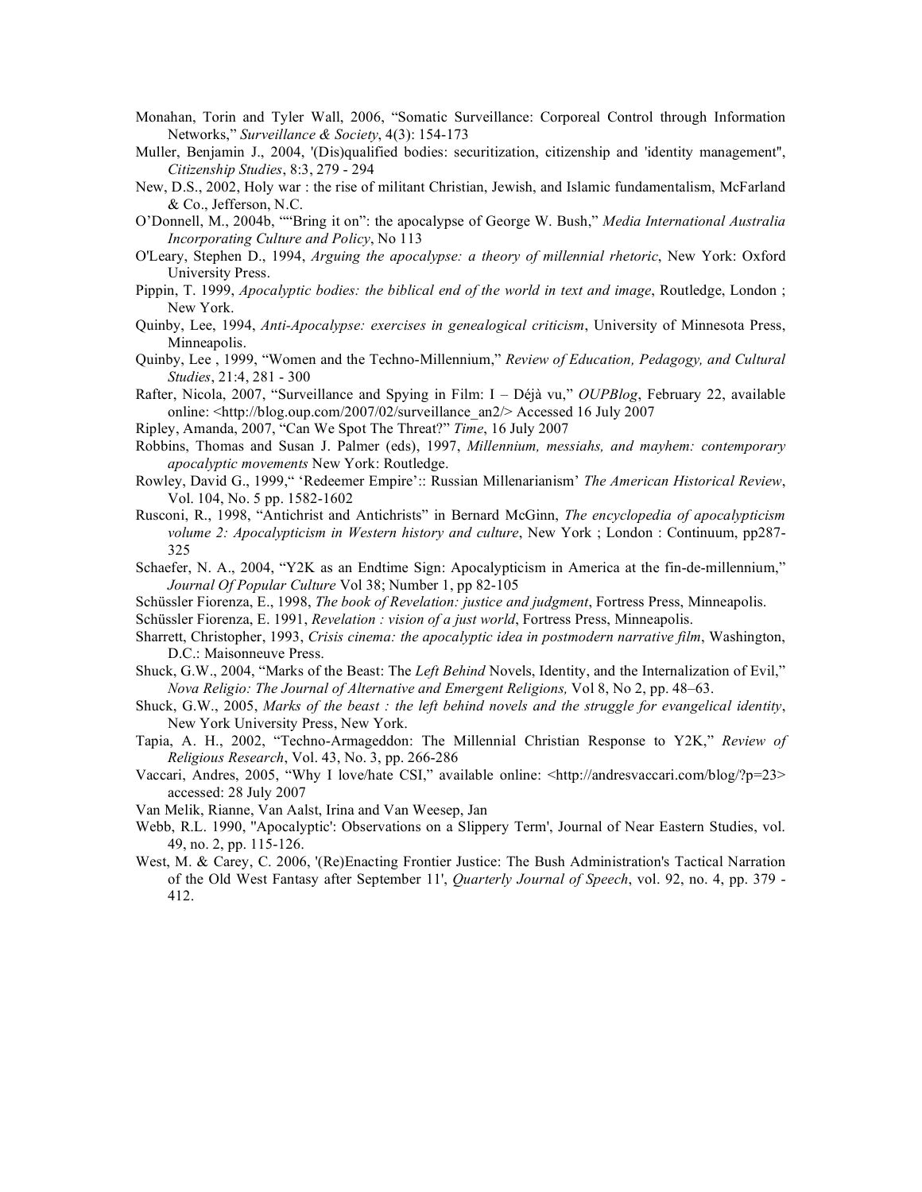Monahan, Torin and Tyler Wall, 2006, "Somatic Surveillance: Corporeal Control through Information Networks," *Surveillance & Society*, 4(3): 154-173

Muller, Benjamin J., 2004, '(Dis)qualified bodies: securitization, citizenship and 'identity management'', *Citizenship Studies*, 8:3, 279 - 294

New, D.S., 2002, Holy war : the rise of militant Christian, Jewish, and Islamic fundamentalism, McFarland & Co., Jefferson, N.C.

O'Donnell, M., 2004b, ""Bring it on": the apocalypse of George W. Bush," *Media International Australia Incorporating Culture and Policy*, No 113

O'Leary, Stephen D., 1994, *Arguing the apocalypse: a theory of millennial rhetoric*, New York: Oxford University Press.

Pippin, T. 1999, *Apocalyptic bodies: the biblical end of the world in text and image*, Routledge, London ; New York.

Quinby, Lee, 1994, *Anti-Apocalypse: exercises in genealogical criticism*, University of Minnesota Press, Minneapolis.

Quinby, Lee , 1999, "Women and the Techno-Millennium," *Review of Education, Pedagogy, and Cultural Studies*, 21:4, 281 - 300

Rafter, Nicola, 2007, "Surveillance and Spying in Film: I – Déjà vu," *OUPBlog*, February 22, available online: <http://blog.oup.com/2007/02/surveillance_an2/> Accessed 16 July 2007

Ripley, Amanda, 2007, "Can We Spot The Threat?" *Time*, 16 July 2007

Robbins, Thomas and Susan J. Palmer (eds), 1997, *Millennium, messiahs, and mayhem: contemporary apocalyptic movements* New York: Routledge.

Rowley, David G., 1999," 'Redeemer Empire':: Russian Millenarianism' *The American Historical Review*, Vol. 104, No. 5 pp. 1582-1602

Rusconi, R., 1998, "Antichrist and Antichrists" in Bernard McGinn, *The encyclopedia of apocalypticism volume 2: Apocalypticism in Western history and culture*, New York ; London : Continuum, pp287-325

Schaefer, N. A., 2004, "Y2K as an Endtime Sign: Apocalypticism in America at the fin-de-millennium," *Journal Of Popular Culture* Vol 38; Number 1, pp 82-105

Schüssler Fiorenza, E., 1998, *The book of Revelation: justice and judgment*, Fortress Press, Minneapolis.

Schüssler Fiorenza, E. 1991, *Revelation : vision of a just world*, Fortress Press, Minneapolis.

Sharrett, Christopher, 1993, *Crisis cinema: the apocalyptic idea in postmodern narrative film*, Washington, D.C.: Maisonneuve Press.

Shuck, G.W., 2004, "Marks of the Beast: The *Left Behind* Novels, Identity, and the Internalization of Evil," *Nova Religio: The Journal of Alternative and Emergent Religions,* Vol 8, No 2, pp. 48–63.

Shuck, G.W., 2005, *Marks of the beast : the left behind novels and the struggle for evangelical identity*, New York University Press, New York.

Tapia, A. H., 2002, "Techno-Armageddon: The Millennial Christian Response to Y2K," *Review of Religious Research*, Vol. 43, No. 3, pp. 266-286

Vaccari, Andres, 2005, "Why I love/hate CSI," available online: <http://andresvaccari.com/blog/?p=23> accessed: 28 July 2007

Van Melik, Rianne, Van Aalst, Irina and Van Weesep, Jan

Webb, R.L. 1990, ''Apocalyptic': Observations on a Slippery Term', Journal of Near Eastern Studies, vol. 49, no. 2, pp. 115-126.

West, M. & Carey, C. 2006, '(Re)Enacting Frontier Justice: The Bush Administration's Tactical Narration of the Old West Fantasy after September 11', *Quarterly Journal of Speech*, vol. 92, no. 4, pp. 379 - 412.